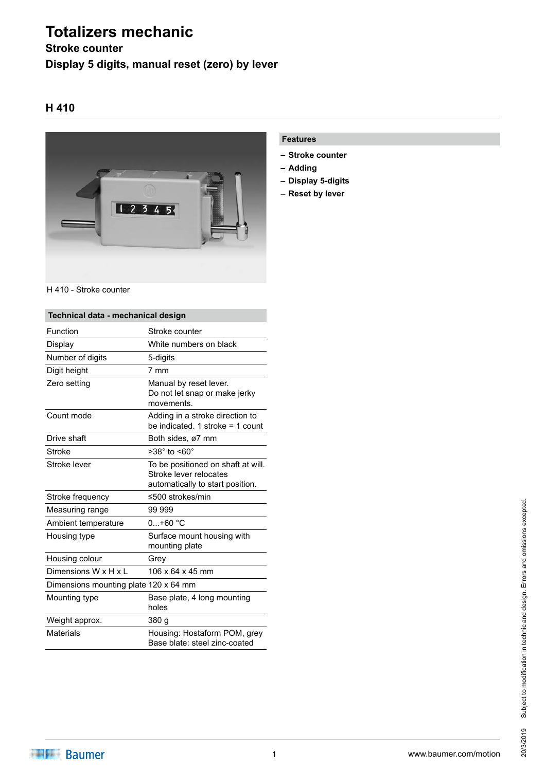# Totalizers mechanic

**Stroke counter**

**Display 5 digits, manual reset (zero) by lever**

## H 410

H 410 - Stroke counter

### Features

- **Stroke counter**
- **Adding**
- **Display 5-digits**
- **Reset by lever**

### Technical data - mechanical design

| | |
|---|---|
| Function | Stroke counter |
| Display | White numbers on black |
| Number of digits | 5-digits |
| Digit height | 7 mm |
| Zero setting | Manual by reset lever. Do not let snap or make jerky movements. |
| Count mode | Adding in a stroke direction to be indicated. 1 stroke = 1 count |
| Drive shaft | Both sides, ø7 mm |
| Stroke | >38° to <60° |
| Stroke lever | To be positioned on shaft at will. Stroke lever relocates automatically to start position. |
| Stroke frequency | ≤500 strokes/min |
| Measuring range | 99 999 |
| Ambient temperature | 0...+60 °C |
| Housing type | Surface mount housing with mounting plate |
| Housing colour | Grey |
| Dimensions W x H x L | 106 x 64 x 45 mm |
| Dimensions mounting plate | 120 x 64 mm |
| Mounting type | Base plate, 4 long mounting holes |
| Weight approx. | 380 g |
| Materials | Housing: Hostaform POM, grey<br>Base blate: steel zinc-coated |

Subject to modification in technic and design. Errors and omissions excepted.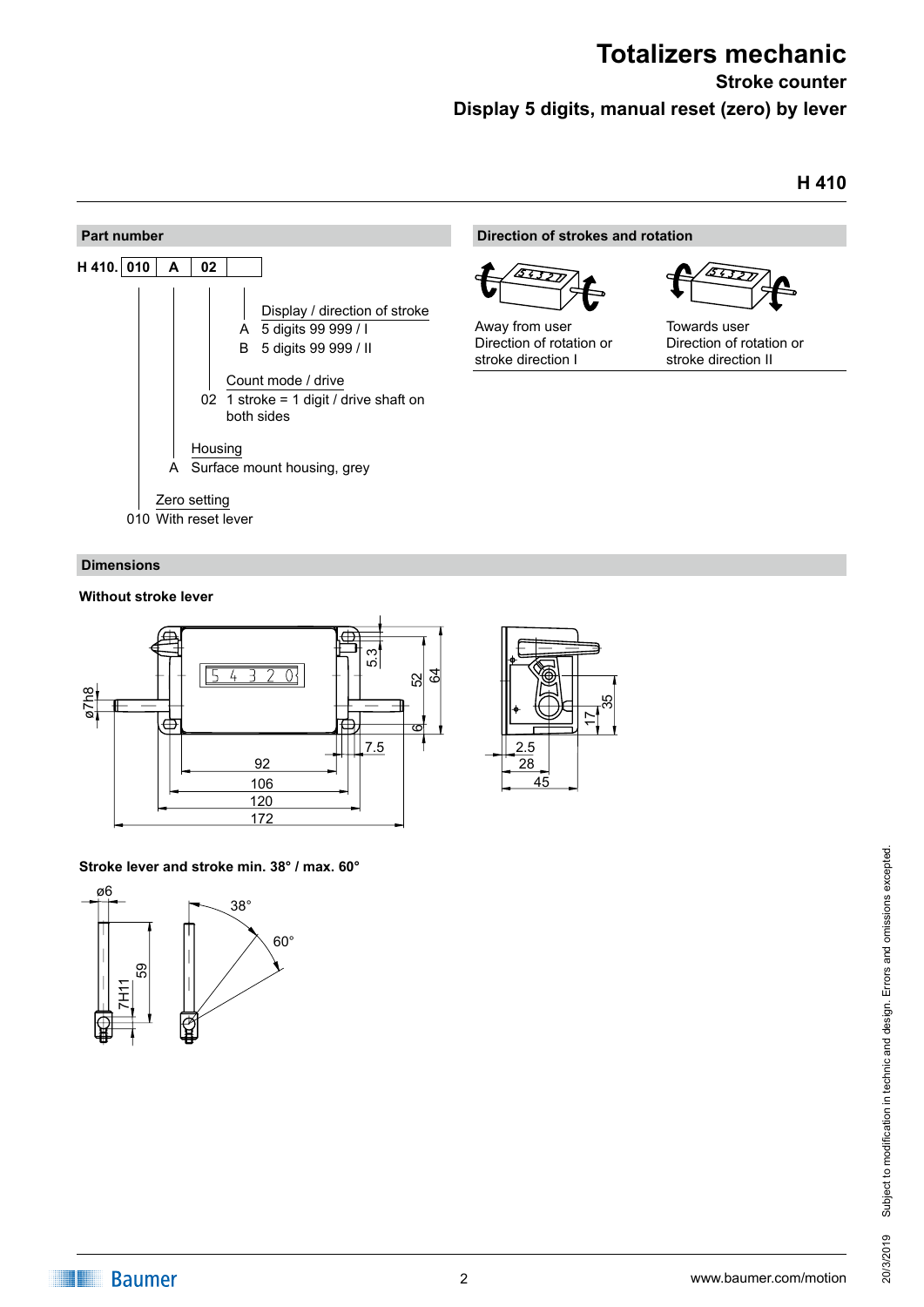# Totalizers mechanic

**Stroke counter**

**Display 5 digits, manual reset (zero) by lever**

## H 410

### Part number

H 410. | 010 | A | 02 | |

Display / direction of stroke
- A 5 digits 99 999 / I
- B 5 digits 99 999 / II

Count mode / drive
- 02 1 stroke = 1 digit / drive shaft on both sides

Housing
- A Surface mount housing, grey

Zero setting
- 010 With reset lever

### Direction of strokes and rotation

Away from user
Direction of rotation or stroke direction I

Towards user
Direction of rotation or stroke direction II

### Dimensions

**Without stroke lever**

5 4 3 2 0
ø7h8
5.3
52
64
6
7.5
92
106
120
172
2.5
28
45
17
35

**Stroke lever and stroke min. 38° / max. 60°**

ø6
59
7H11
38°
60°

20/3/2019 Subject to modification in technic and design. Errors and omissions excepted.

www.baumer.com/motion